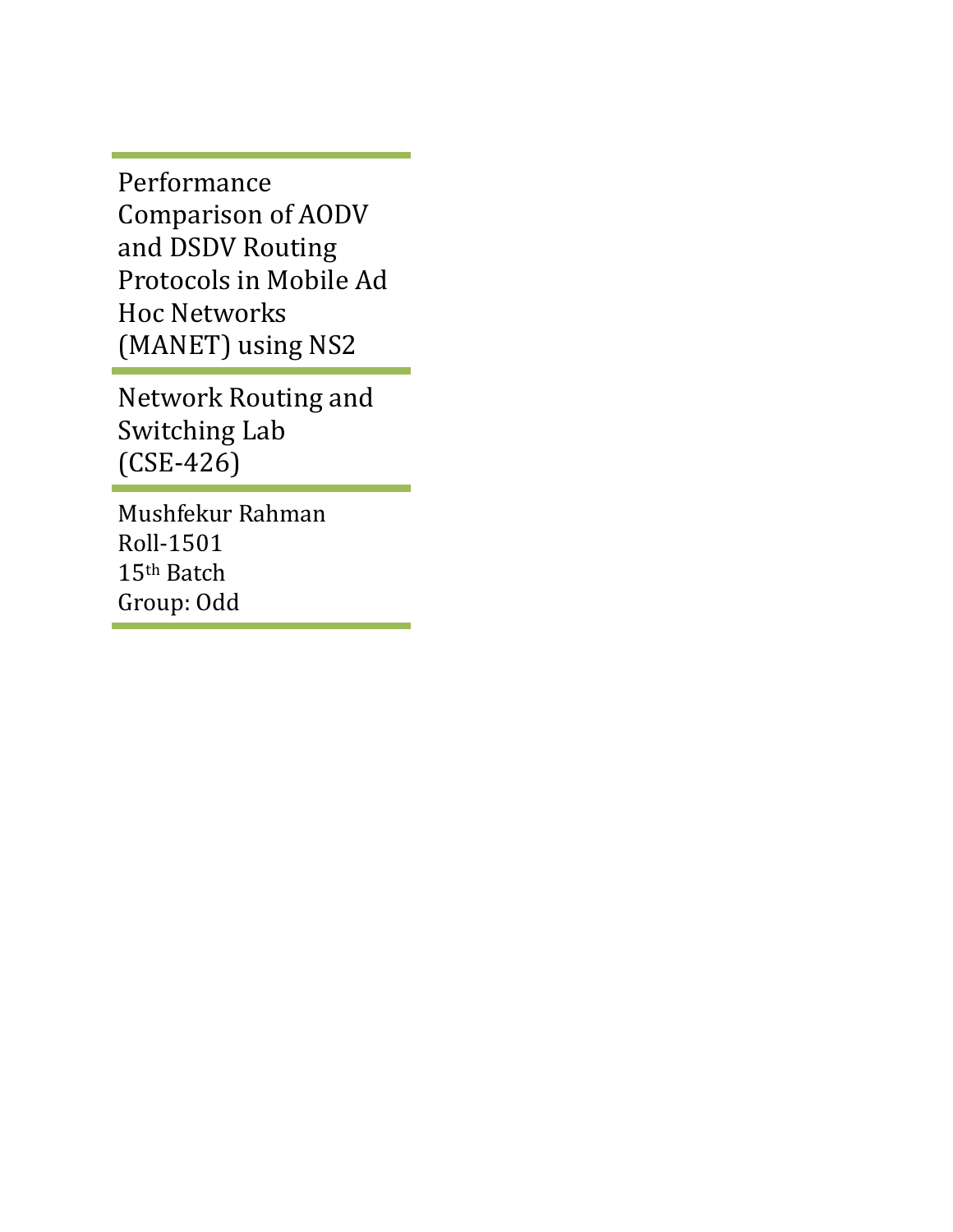# Performance Comparison of AODV and DSDV Routing Protocols in Mobile Ad Hoc Networks (MANET) using NS2

## Network Routing and Switching Lab (CSE-426)

Mushfekur Rahman
Roll-1501
15th Batch
Group: Odd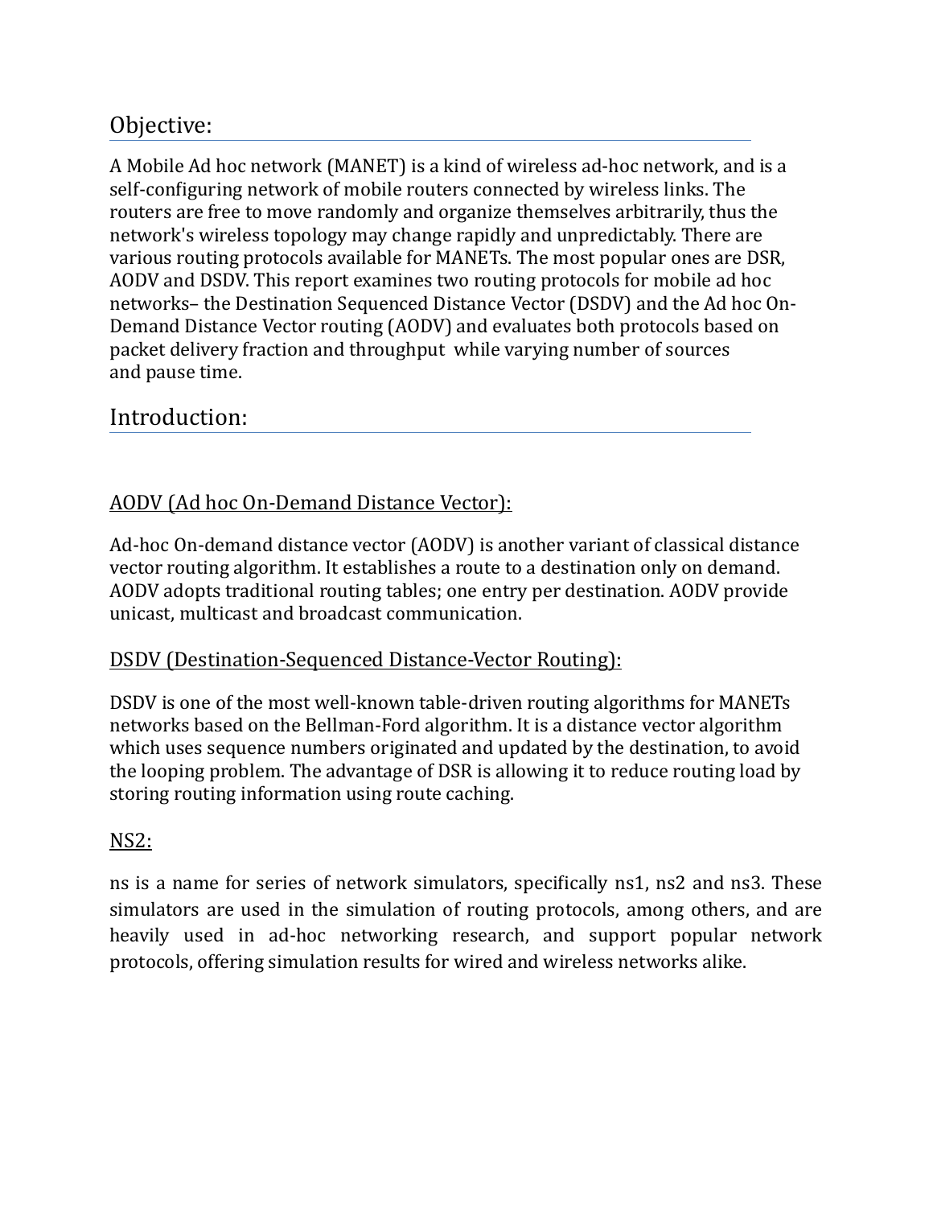## Objective:

A Mobile Ad hoc network (MANET) is a kind of wireless ad-hoc network, and is a self-configuring network of mobile routers connected by wireless links. The routers are free to move randomly and organize themselves arbitrarily, thus the network's wireless topology may change rapidly and unpredictably. There are various routing protocols available for MANETs. The most popular ones are DSR, AODV and DSDV. This report examines two routing protocols for mobile ad hoc networks– the Destination Sequenced Distance Vector (DSDV) and the Ad hoc On-Demand Distance Vector routing (AODV) and evaluates both protocols based on packet delivery fraction and throughput while varying number of sources and pause time.

## Introduction:

### AODV (Ad hoc On-Demand Distance Vector):

Ad-hoc On-demand distance vector (AODV) is another variant of classical distance vector routing algorithm. It establishes a route to a destination only on demand. AODV adopts traditional routing tables; one entry per destination. AODV provide unicast, multicast and broadcast communication.

### DSDV (Destination-Sequenced Distance-Vector Routing):

DSDV is one of the most well-known table-driven routing algorithms for MANETs networks based on the Bellman-Ford algorithm. It is a distance vector algorithm which uses sequence numbers originated and updated by the destination, to avoid the looping problem. The advantage of DSR is allowing it to reduce routing load by storing routing information using route caching.

### NS2:

ns is a name for series of network simulators, specifically ns1, ns2 and ns3. These simulators are used in the simulation of routing protocols, among others, and are heavily used in ad-hoc networking research, and support popular network protocols, offering simulation results for wired and wireless networks alike.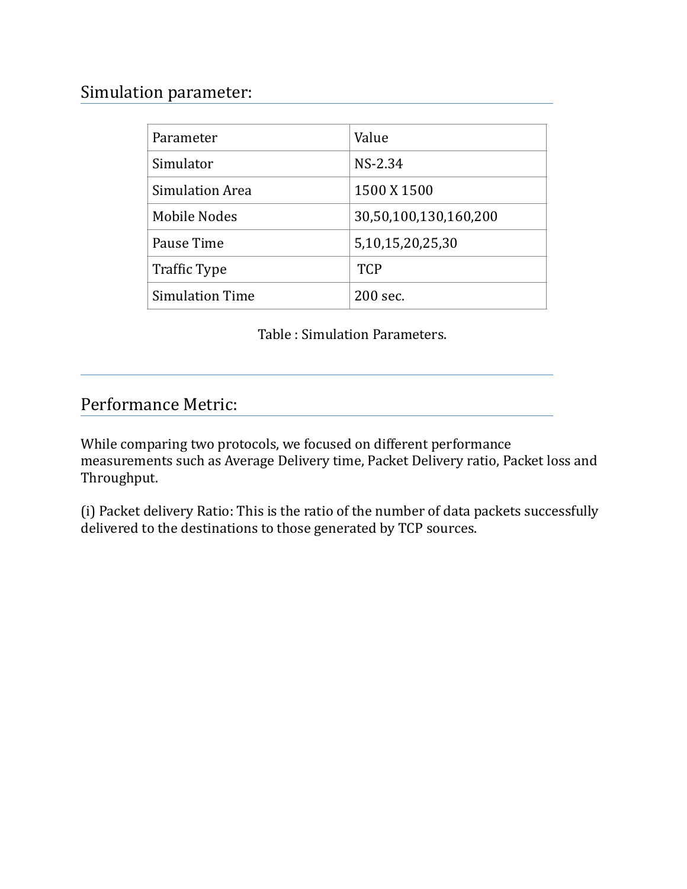## Simulation parameter:

| Parameter | Value |
|---|---|
| Simulator | NS-2.34 |
| Simulation Area | 1500 X 1500 |
| Mobile Nodes | 30,50,100,130,160,200 |
| Pause Time | 5,10,15,20,25,30 |
| Traffic Type | TCP |
| Simulation Time | 200 sec. |

Table : Simulation Parameters.

## Performance Metric:

While comparing two protocols, we focused on different performance measurements such as Average Delivery time, Packet Delivery ratio, Packet loss and Throughput.

(i) Packet delivery Ratio: This is the ratio of the number of data packets successfully delivered to the destinations to those generated by TCP sources.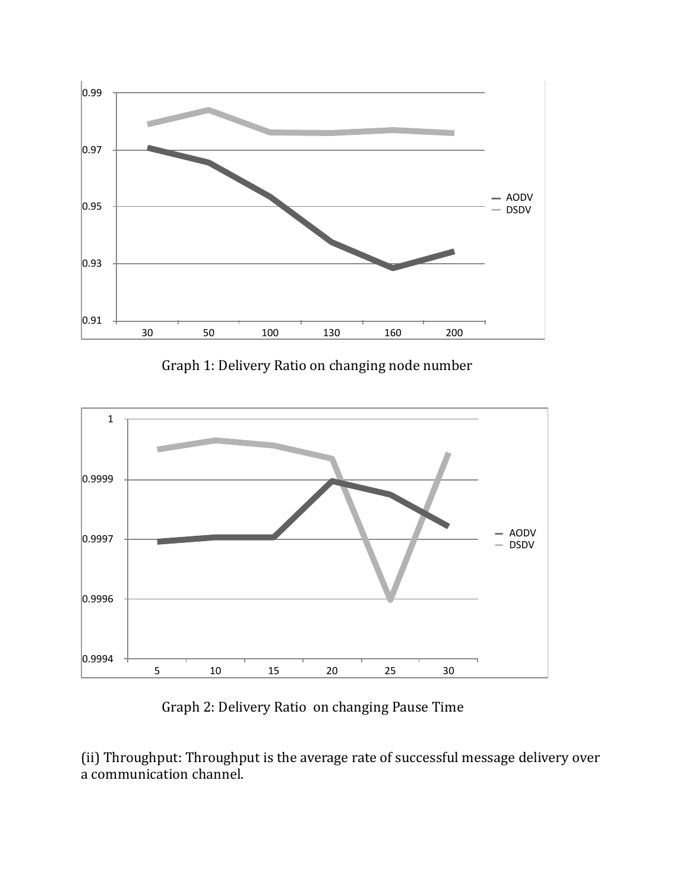0.99
0.97
0.95
0.93
0.91
30 50 100 130 160 200
AODV
DSDV

Graph 1: Delivery Ratio on changing node number

1
0.9999
0.9997
0.9996
0.9994
5 10 15 20 25 30
AODV
DSDV

Graph 2: Delivery Ratio on changing Pause Time

(ii) Throughput: Throughput is the average rate of successful message delivery over a communication channel.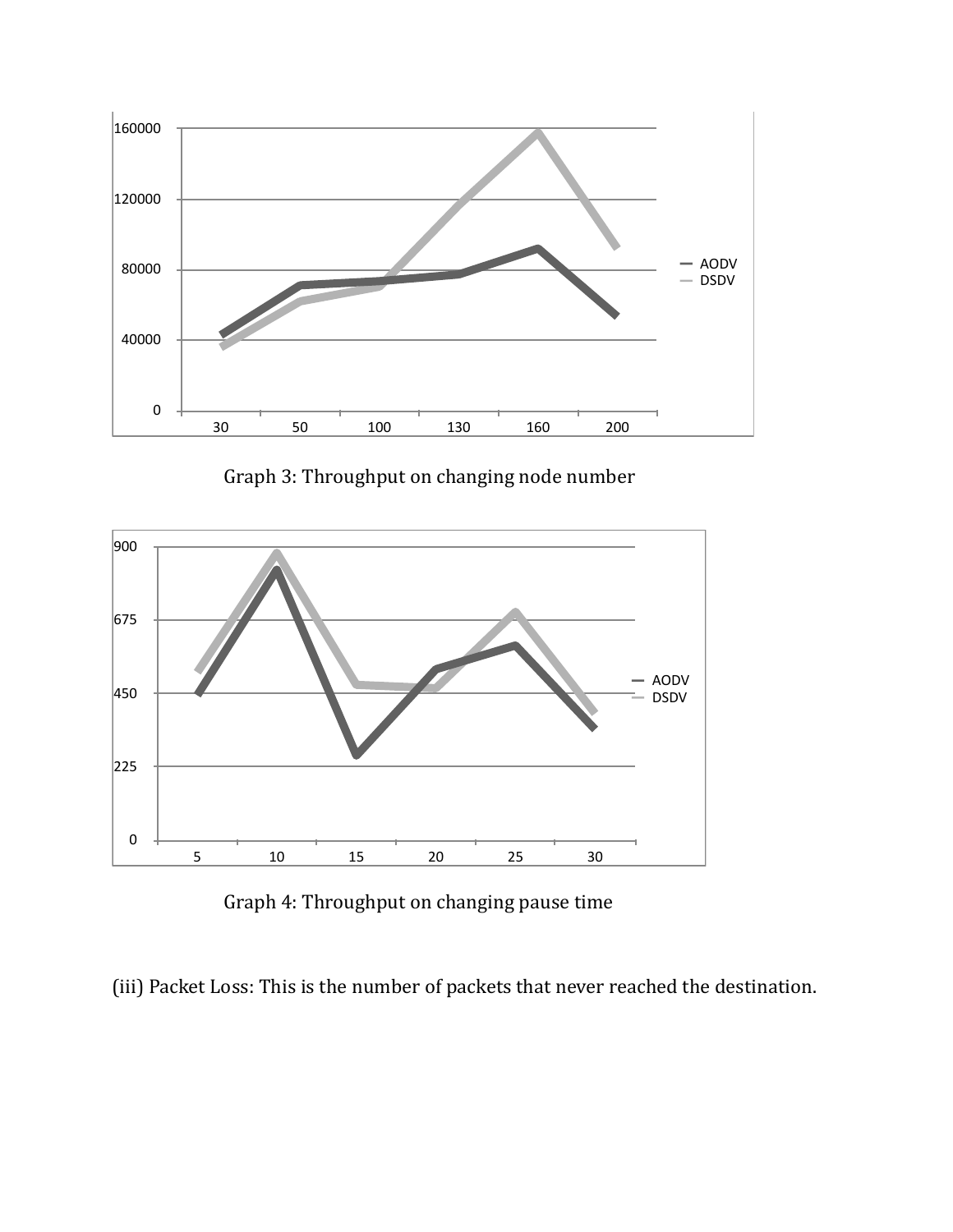160000
120000
80000
40000
0

30 50 100 130 160 200

AODV
DSDV

Graph 3: Throughput on changing node number

900
675
450
225
0

5 10 15 20 25 30

AODV
DSDV

Graph 4: Throughput on changing pause time

(iii) Packet Loss: This is the number of packets that never reached the destination.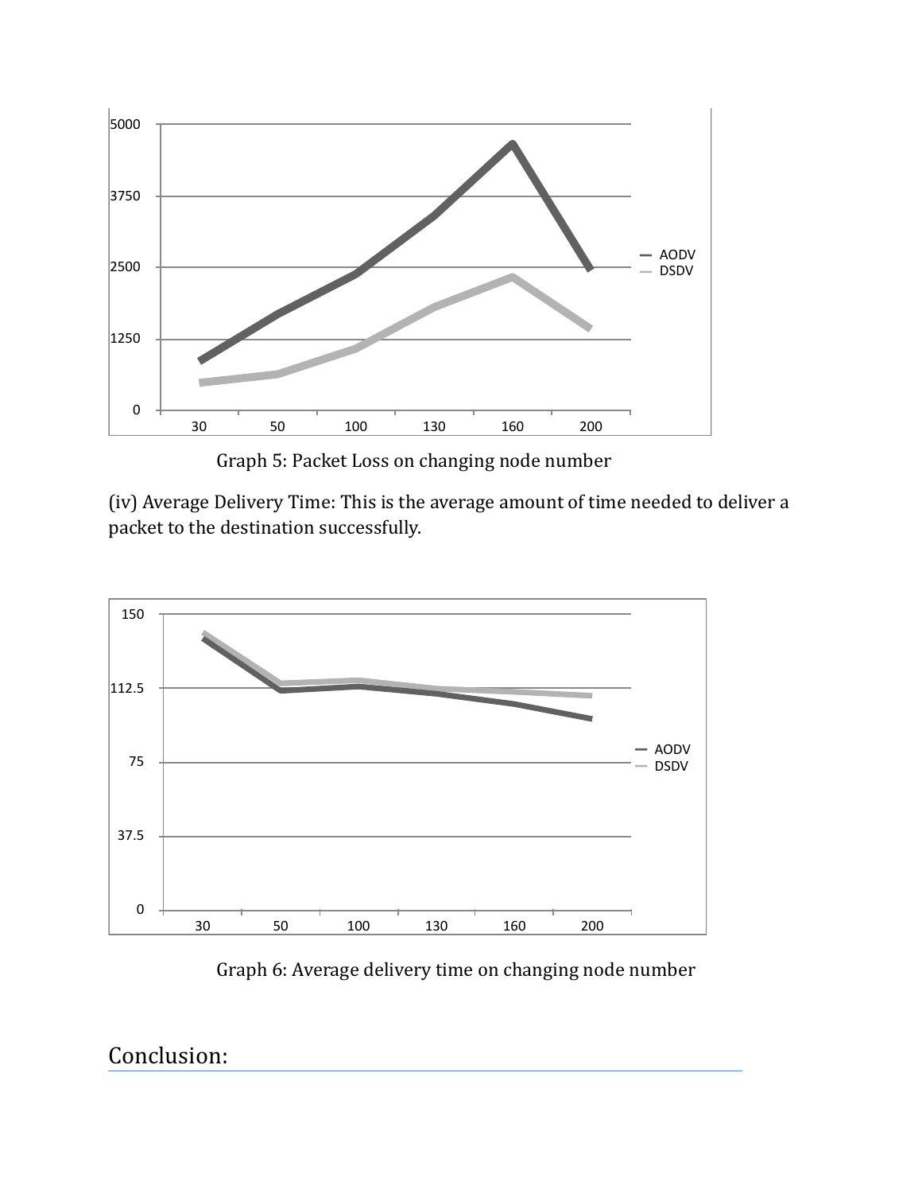5000

3750

2500

1250

0

30 50 100 130 160 200

AODV
DSDV

Graph 5: Packet Loss on changing node number

(iv) Average Delivery Time: This is the average amount of time needed to deliver a packet to the destination successfully.

150

112.5

75

37.5

0

30 50 100 130 160 200

AODV
DSDV

Graph 6: Average delivery time on changing node number

## Conclusion: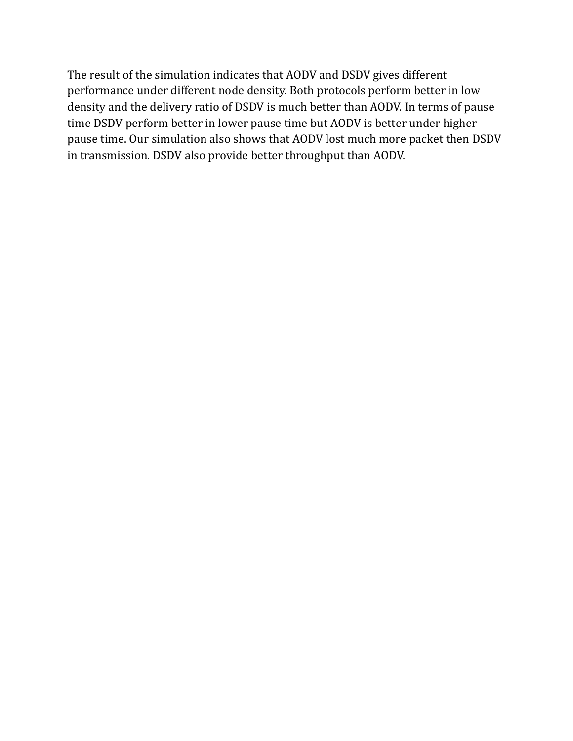The result of the simulation indicates that AODV and DSDV gives different performance under different node density. Both protocols perform better in low density and the delivery ratio of DSDV is much better than AODV. In terms of pause time DSDV perform better in lower pause time but AODV is better under higher pause time. Our simulation also shows that AODV lost much more packet then DSDV in transmission. DSDV also provide better throughput than AODV.